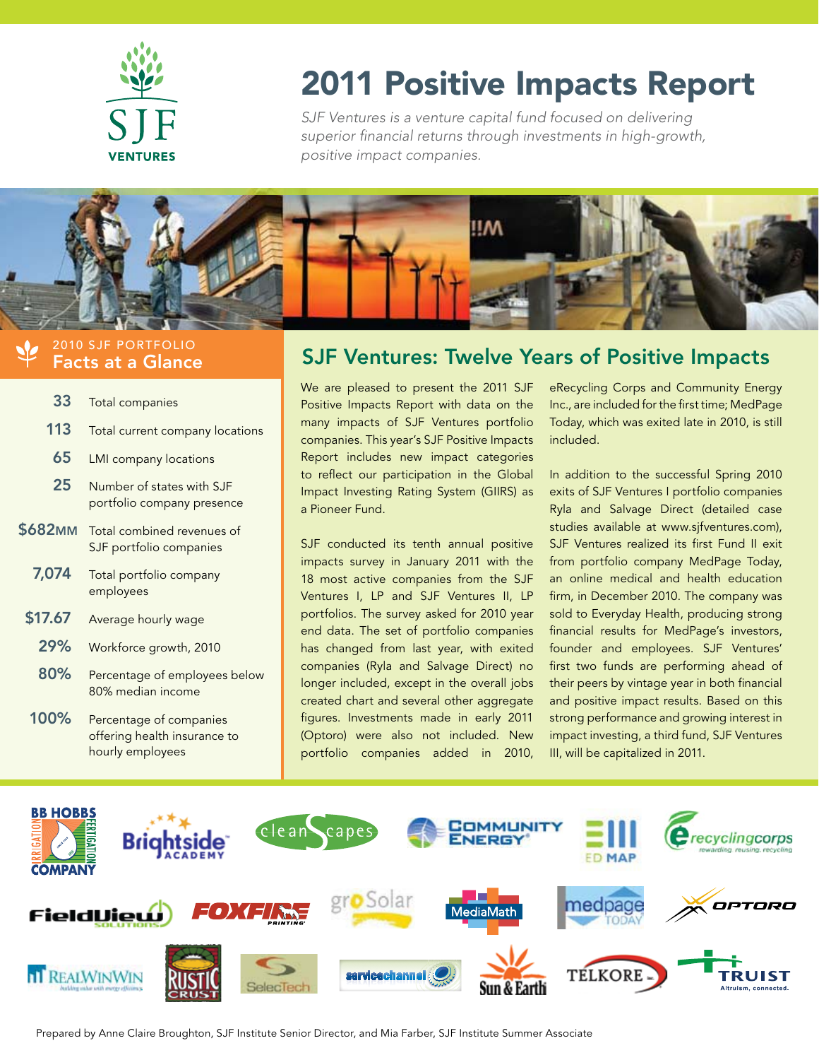# 2011 Positive Impacts Report

*SJF Ventures is a venture capital fund focused on delivering superior financial returns through investments in high-growth, positive impact companies.*

## 2010 SJF PORTFOLIO Facts at a Glance

| | |
|---|---|
| 33 | Total companies |
| 113 | Total current company locations |
| 65 | LMI company locations |
| 25 | Number of states with SJF portfolio company presence |
| $682MM | Total combined revenues of SJF portfolio companies |
| 7,074 | Total portfolio company employees |
| $17.67 | Average hourly wage |
| 29% | Workforce growth, 2010 |
| 80% | Percentage of employees below 80% median income |
| 100% | Percentage of companies offering health insurance to hourly employees |

## SJF Ventures: Twelve Years of Positive Impacts

We are pleased to present the 2011 SJF Positive Impacts Report with data on the many impacts of SJF Ventures portfolio companies. This year's SJF Positive Impacts Report includes new impact categories to reflect our participation in the Global Impact Investing Rating System (GIIRS) as a Pioneer Fund.

SJF conducted its tenth annual positive impacts survey in January 2011 with the 18 most active companies from the SJF Ventures I, LP and SJF Ventures II, LP portfolios. The survey asked for 2010 year end data. The set of portfolio companies has changed from last year, with exited companies (Ryla and Salvage Direct) no longer included, except in the overall jobs created chart and several other aggregate figures. Investments made in early 2011 (Optoro) were also not included. New portfolio companies added in 2010, eRecycling Corps and Community Energy Inc., are included for the first time; MedPage Today, which was exited late in 2010, is still included.

In addition to the successful Spring 2010 exits of SJF Ventures I portfolio companies Ryla and Salvage Direct (detailed case studies available at www.sjfventures.com), SJF Ventures realized its first Fund II exit from portfolio company MedPage Today, an online medical and health education firm, in December 2010. The company was sold to Everyday Health, producing strong financial results for MedPage's investors, founder and employees. SJF Ventures' first two funds are performing ahead of their peers by vintage year in both financial and positive impact results. Based on this strong performance and growing interest in impact investing, a third fund, SJF Ventures III, will be capitalized in 2011.

BB Hobbs Irrigation Fertigation Company · Brightside Academy · cleanScapes · Community Energy · ED MAP · ecyclingcorps · FieldView Solutions · Foxfire Printing · groSolar · MediaMath · medpage Today · Optoro · RealWinWin · Rustic Crust · SelecTech · servicechannel · Sun & Earth · Telkore · Truist

Prepared by Anne Claire Broughton, SJF Institute Senior Director, and Mia Farber, SJF Institute Summer Associate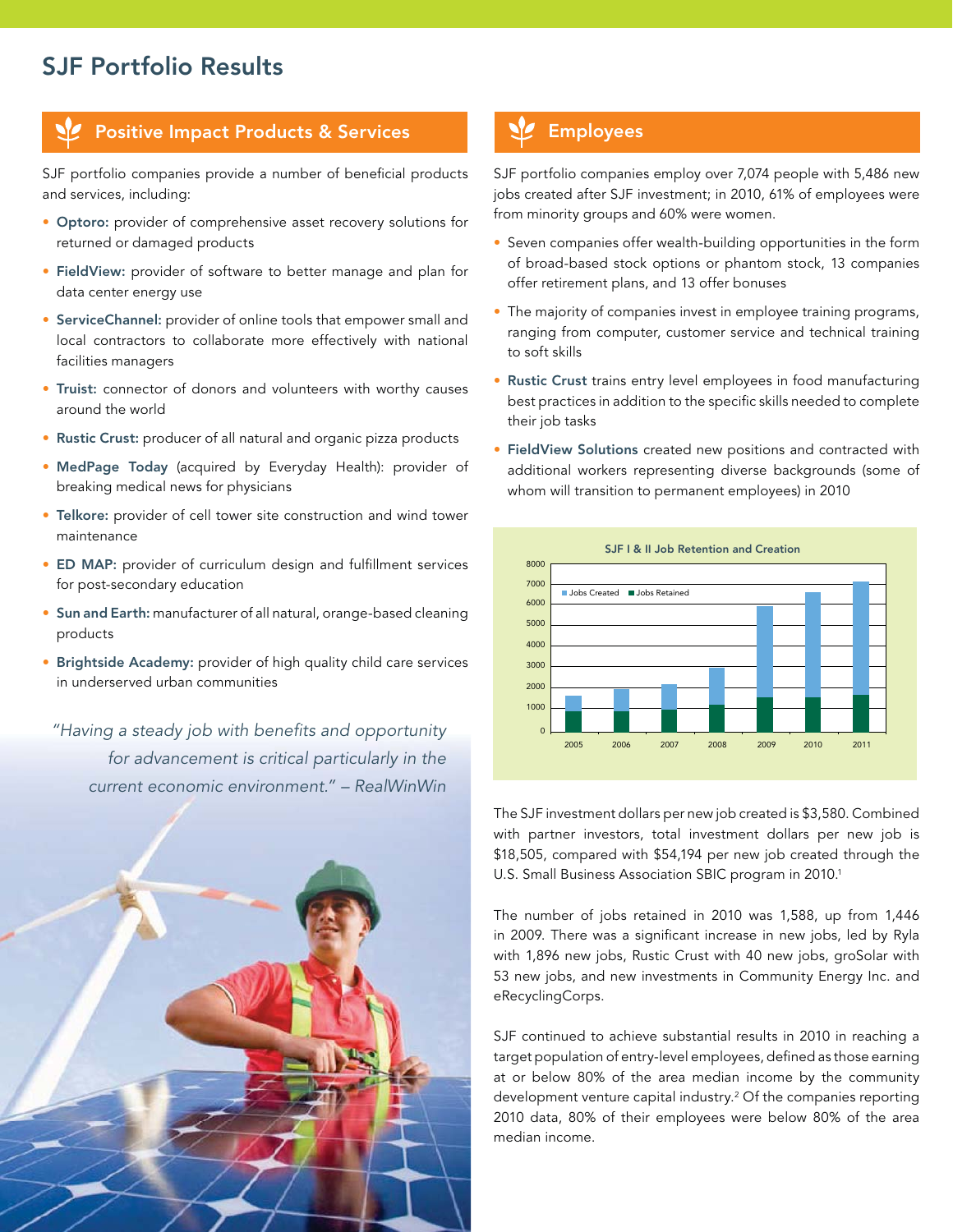# SJF Portfolio Results

## Positive Impact Products & Services

SJF portfolio companies provide a number of beneficial products and services, including:

- **Optoro:** provider of comprehensive asset recovery solutions for returned or damaged products
- **FieldView:** provider of software to better manage and plan for data center energy use
- **ServiceChannel:** provider of online tools that empower small and local contractors to collaborate more effectively with national facilities managers
- **Truist:** connector of donors and volunteers with worthy causes around the world
- **Rustic Crust:** producer of all natural and organic pizza products
- **MedPage Today** (acquired by Everyday Health): provider of breaking medical news for physicians
- **Telkore:** provider of cell tower site construction and wind tower maintenance
- **ED MAP:** provider of curriculum design and fulfillment services for post-secondary education
- **Sun and Earth:** manufacturer of all natural, orange-based cleaning products
- **Brightside Academy:** provider of high quality child care services in underserved urban communities

*"Having a steady job with benefits and opportunity for advancement is critical particularly in the current economic environment." – RealWinWin*

## Employees

SJF portfolio companies employ over 7,074 people with 5,486 new jobs created after SJF investment; in 2010, 61% of employees were from minority groups and 60% were women.

- Seven companies offer wealth-building opportunities in the form of broad-based stock options or phantom stock, 13 companies offer retirement plans, and 13 offer bonuses
- The majority of companies invest in employee training programs, ranging from computer, customer service and technical training to soft skills
- **Rustic Crust** trains entry level employees in food manufacturing best practices in addition to the specific skills needed to complete their job tasks
- **FieldView Solutions** created new positions and contracted with additional workers representing diverse backgrounds (some of whom will transition to permanent employees) in 2010

**SJF I & II Job Retention and Creation**

(Stacked bar chart, 2005–2011: Jobs Created, Jobs Retained; y-axis 0–8000)

The SJF investment dollars per new job created is $3,580. Combined with partner investors, total investment dollars per new job is $18,505, compared with $54,194 per new job created through the U.S. Small Business Association SBIC program in 2010.[1]

The number of jobs retained in 2010 was 1,588, up from 1,446 in 2009. There was a significant increase in new jobs, led by Ryla with 1,896 new jobs, Rustic Crust with 40 new jobs, groSolar with 53 new jobs, and new investments in Community Energy Inc. and eRecyclingCorps.

SJF continued to achieve substantial results in 2010 in reaching a target population of entry-level employees, defined as those earning at or below 80% of the area median income by the community development venture capital industry.[2] Of the companies reporting 2010 data, 80% of their employees were below 80% of the area median income.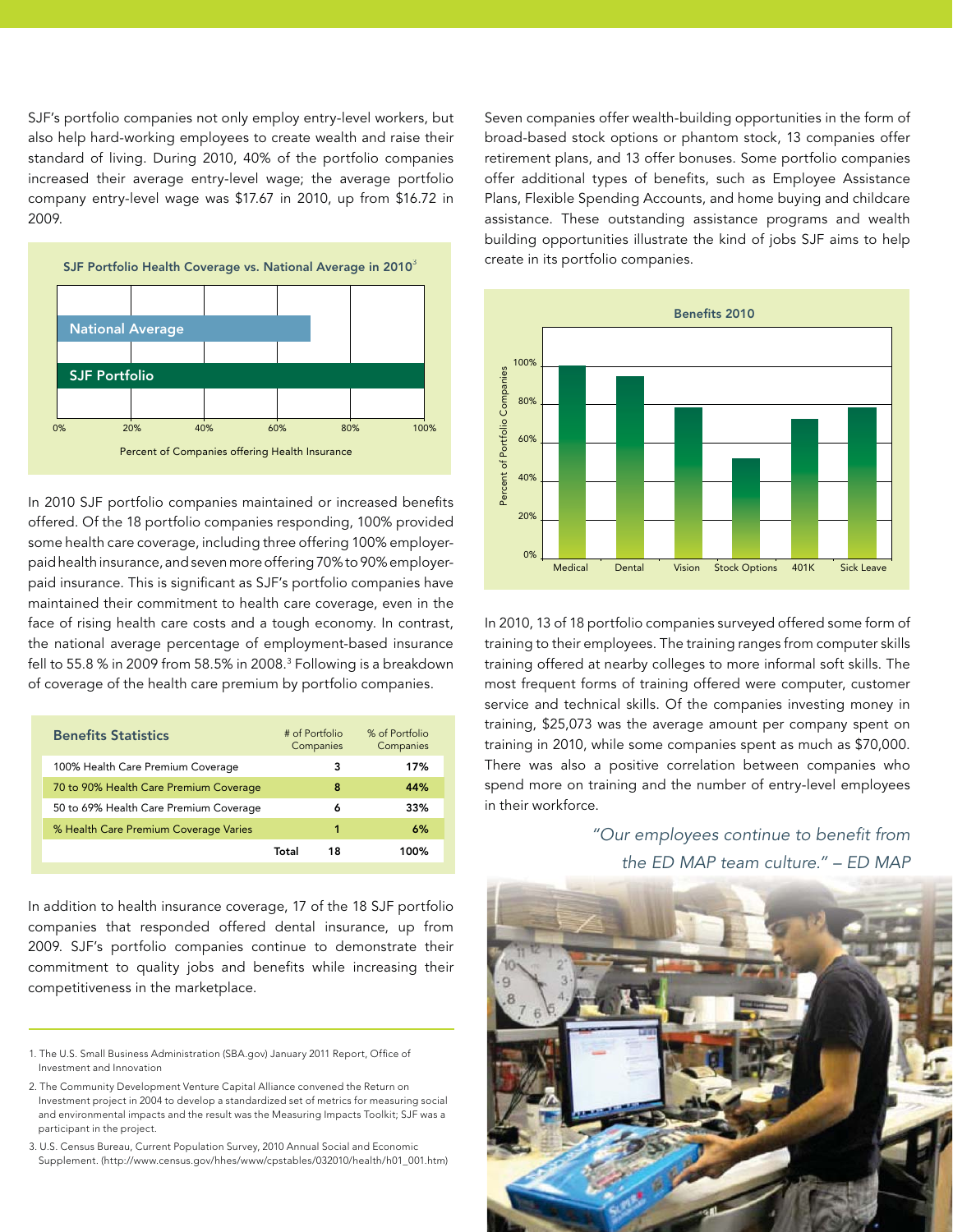SJF's portfolio companies not only employ entry-level workers, but also help hard-working employees to create wealth and raise their standard of living. During 2010, 40% of the portfolio companies increased their average entry-level wage; the average portfolio company entry-level wage was $17.67 in 2010, up from $16.72 in 2009.

**SJF Portfolio Health Coverage vs. National Average in 2010**[3]

National Average

SJF Portfolio

0% 20% 40% 60% 80% 100%

Percent of Companies offering Health Insurance

In 2010 SJF portfolio companies maintained or increased benefits offered. Of the 18 portfolio companies responding, 100% provided some health care coverage, including three offering 100% employer-paid health insurance, and seven more offering 70% to 90% employer-paid insurance. This is significant as SJF's portfolio companies have maintained their commitment to health care coverage, even in the face of rising health care costs and a tough economy. In contrast, the national average percentage of employment-based insurance fell to 55.8 % in 2009 from 58.5% in 2008.[3] Following is a breakdown of coverage of the health care premium by portfolio companies.

| Benefits Statistics | # of Portfolio Companies | % of Portfolio Companies |
|---|---|---|
| 100% Health Care Premium Coverage | 3 | 17% |
| 70 to 90% Health Care Premium Coverage | 8 | 44% |
| 50 to 69% Health Care Premium Coverage | 6 | 33% |
| % Health Care Premium Coverage Varies | 1 | 6% |
| Total | 18 | 100% |

In addition to health insurance coverage, 17 of the 18 SJF portfolio companies that responded offered dental insurance, up from 2009. SJF's portfolio companies continue to demonstrate their commitment to quality jobs and benefits while increasing their competitiveness in the marketplace.

Seven companies offer wealth-building opportunities in the form of broad-based stock options or phantom stock, 13 companies offer retirement plans, and 13 offer bonuses. Some portfolio companies offer additional types of benefits, such as Employee Assistance Plans, Flexible Spending Accounts, and home buying and childcare assistance. These outstanding assistance programs and wealth building opportunities illustrate the kind of jobs SJF aims to help create in its portfolio companies.

**Benefits 2010**

Percent of Portfolio Companies: 0% 20% 40% 60% 80% 100%

Medical, Dental, Vision, Stock Options, 401K, Sick Leave

In 2010, 13 of 18 portfolio companies surveyed offered some form of training to their employees. The training ranges from computer skills training offered at nearby colleges to more informal soft skills. The most frequent forms of training offered were computer, customer service and technical skills. Of the companies investing money in training, $25,073 was the average amount per company spent on training in 2010, while some companies spent as much as $70,000. There was also a positive correlation between companies who spend more on training and the number of entry-level employees in their workforce.

*"Our employees continue to benefit from the ED MAP team culture." – ED MAP*

1. The U.S. Small Business Administration (SBA.gov) January 2011 Report, Office of Investment and Innovation
2. The Community Development Venture Capital Alliance convened the Return on Investment project in 2004 to develop a standardized set of metrics for measuring social and environmental impacts and the result was the Measuring Impacts Toolkit; SJF was a participant in the project.
3. U.S. Census Bureau, Current Population Survey, 2010 Annual Social and Economic Supplement. (http://www.census.gov/hhes/www/cpstables/032010/health/h01_001.htm)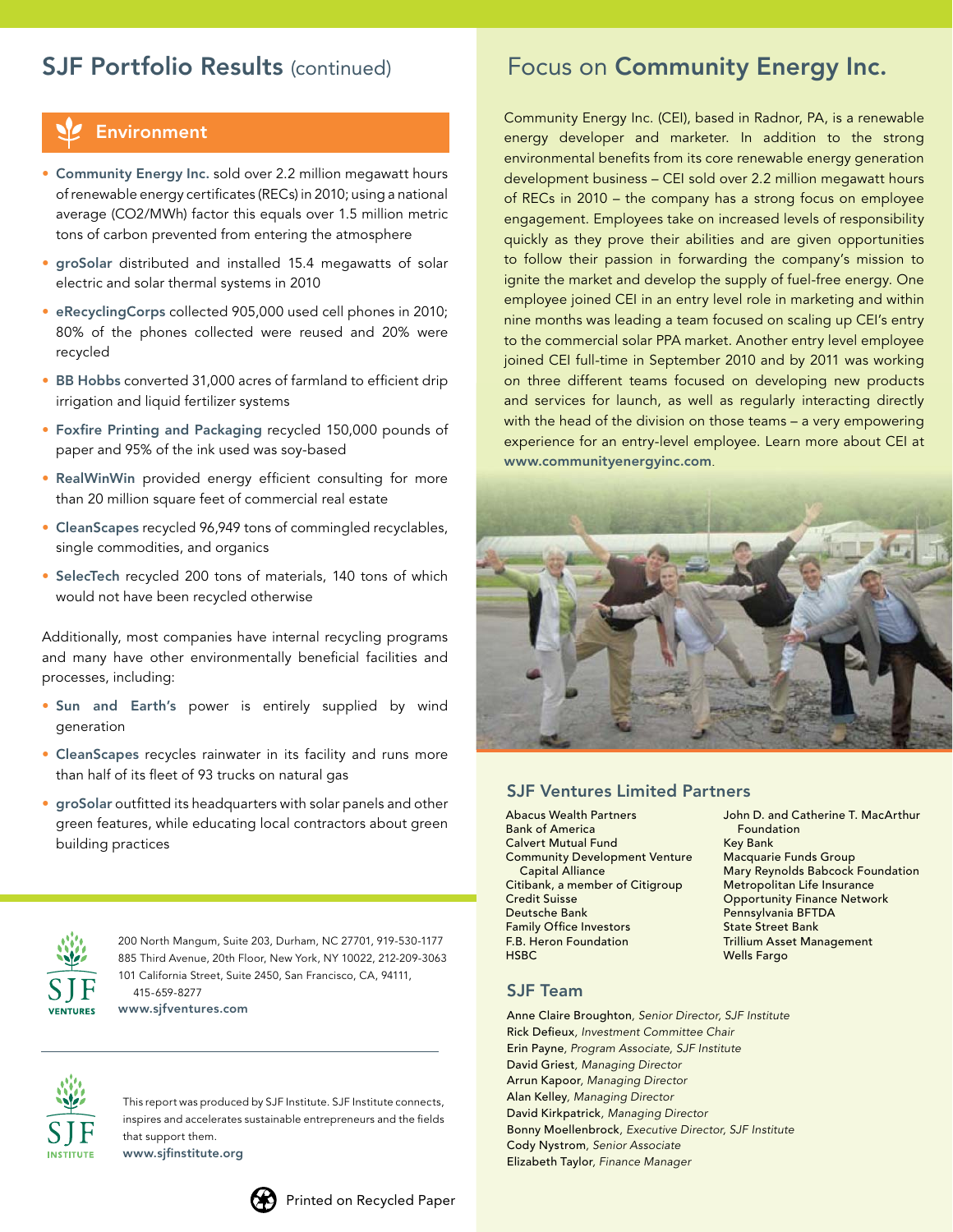## SJF Portfolio Results (continued)

### Environment

- **Community Energy Inc.** sold over 2.2 million megawatt hours of renewable energy certificates (RECs) in 2010; using a national average (CO2/MWh) factor this equals over 1.5 million metric tons of carbon prevented from entering the atmosphere
- **groSolar** distributed and installed 15.4 megawatts of solar electric and solar thermal systems in 2010
- **eRecyclingCorps** collected 905,000 used cell phones in 2010; 80% of the phones collected were reused and 20% were recycled
- **BB Hobbs** converted 31,000 acres of farmland to efficient drip irrigation and liquid fertilizer systems
- **Foxfire Printing and Packaging** recycled 150,000 pounds of paper and 95% of the ink used was soy-based
- **RealWinWin** provided energy efficient consulting for more than 20 million square feet of commercial real estate
- **CleanScapes** recycled 96,949 tons of commingled recyclables, single commodities, and organics
- **SelecTech** recycled 200 tons of materials, 140 tons of which would not have been recycled otherwise

Additionally, most companies have internal recycling programs and many have other environmentally beneficial facilities and processes, including:

- **Sun and Earth's** power is entirely supplied by wind generation
- **CleanScapes** recycles rainwater in its facility and runs more than half of its fleet of 93 trucks on natural gas
- **groSolar** outfitted its headquarters with solar panels and other green features, while educating local contractors about green building practices

SJF VENTURES

200 North Mangum, Suite 203, Durham, NC 27701, 919-530-1177
885 Third Avenue, 20th Floor, New York, NY 10022, 212-209-3063
101 California Street, Suite 2450, San Francisco, CA, 94111, 415-659-8277
**www.sjfventures.com**

SJF INSTITUTE

This report was produced by SJF Institute. SJF Institute connects, inspires and accelerates sustainable entrepreneurs and the fields that support them.
**www.sjfinstitute.org**

Printed on Recycled Paper

## Focus on **Community Energy Inc.**

Community Energy Inc. (CEI), based in Radnor, PA, is a renewable energy developer and marketer. In addition to the strong environmental benefits from its core renewable energy generation development business – CEI sold over 2.2 million megawatt hours of RECs in 2010 – the company has a strong focus on employee engagement. Employees take on increased levels of responsibility quickly as they prove their abilities and are given opportunities to follow their passion in forwarding the company's mission to ignite the market and develop the supply of fuel-free energy. One employee joined CEI in an entry level role in marketing and within nine months was leading a team focused on scaling up CEI's entry to the commercial solar PPA market. Another entry level employee joined CEI full-time in September 2010 and by 2011 was working on three different teams focused on developing new products and services for launch, as well as regularly interacting directly with the head of the division on those teams – a very empowering experience for an entry-level employee. Learn more about CEI at **www.communityenergyinc.com**.

### SJF Ventures Limited Partners

Abacus Wealth Partners
Bank of America
Calvert Mutual Fund
Community Development Venture Capital Alliance
Citibank, a member of Citigroup
Credit Suisse
Deutsche Bank
Family Office Investors
F.B. Heron Foundation
HSBC
John D. and Catherine T. MacArthur Foundation
Key Bank
Macquarie Funds Group
Mary Reynolds Babcock Foundation
Metropolitan Life Insurance
Opportunity Finance Network
Pennsylvania BFTDA
State Street Bank
Trillium Asset Management
Wells Fargo

### SJF Team

Anne Claire Broughton, *Senior Director, SJF Institute*
Rick Defieux, *Investment Committee Chair*
Erin Payne, *Program Associate, SJF Institute*
David Griest, *Managing Director*
Arrun Kapoor, *Managing Director*
Alan Kelley, *Managing Director*
David Kirkpatrick, *Managing Director*
Bonny Moellenbrock, *Executive Director, SJF Institute*
Cody Nystrom, *Senior Associate*
Elizabeth Taylor, *Finance Manager*